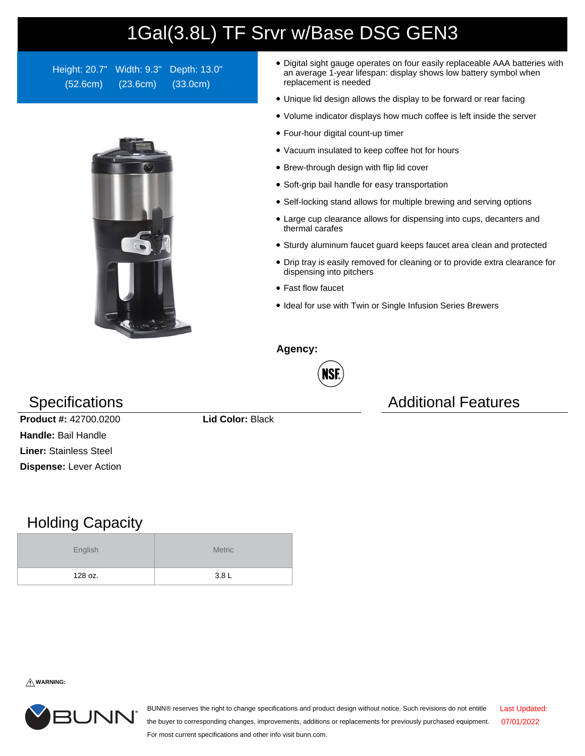# 1Gal(3.8L) TF Srvr w/Base DSG GEN3

Height: 20.7" (52.6cm) Width: 9.3" (23.6cm) Depth: 13.0" (33.0cm)

- Digital sight gauge operates on four easily replaceable AAA batteries with an average 1-year lifespan: display shows low battery symbol when replacement is needed
- Unique lid design allows the display to be forward or rear facing
- Volume indicator displays how much coffee is left inside the server
- Four-hour digital count-up timer
- Vacuum insulated to keep coffee hot for hours
- Brew-through design with flip lid cover
- Soft-grip bail handle for easy transportation
- Self-locking stand allows for multiple brewing and serving options
- Large cup clearance allows for dispensing into cups, decanters and thermal carafes
- Sturdy aluminum faucet guard keeps faucet area clean and protected
- Drip tray is easily removed for cleaning or to provide extra clearance for dispensing into pitchers
- Fast flow faucet
- Ideal for use with Twin or Single Infusion Series Brewers

**Agency:**

NSF

## Specifications

**Product #:** 42700.0200

**Lid Color:** Black

**Handle:** Bail Handle

**Liner:** Stainless Steel

**Dispense:** Lever Action

## Additional Features

## Holding Capacity

| English | Metric |
| --- | --- |
| 128 oz. | 3.8 L |

⚠ **WARNING:**

BUNN® reserves the right to change specifications and product design without notice. Such revisions do not entitle the buyer to corresponding changes, improvements, additions or replacements for previously purchased equipment. For most current specifications and other info visit bunn.com.

Last Updated: 07/01/2022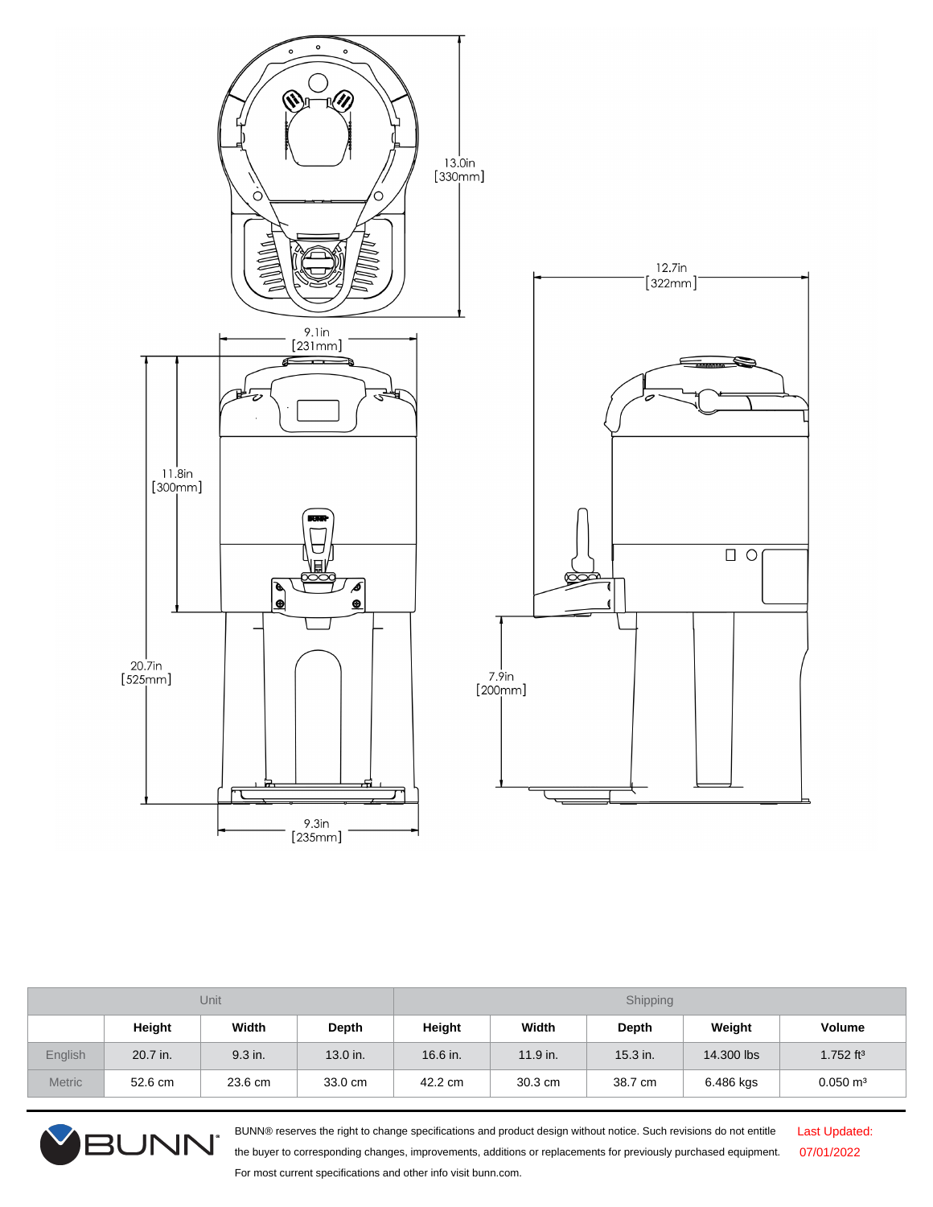13.0in
[330mm]

12.7in
[322mm]

9.1in
[231mm]

11.8in
[300mm]

20.7in
[525mm]

7.9in
[200mm]

9.3in
[235mm]

| | Unit | | | Shipping | | | | |
|---|---|---|---|---|---|---|---|---|
| | Height | Width | Depth | Height | Width | Depth | Weight | Volume |
| English | 20.7 in. | 9.3 in. | 13.0 in. | 16.6 in. | 11.9 in. | 15.3 in. | 14.300 lbs | 1.752 ft³ |
| Metric | 52.6 cm | 23.6 cm | 33.0 cm | 42.2 cm | 30.3 cm | 38.7 cm | 6.486 kgs | 0.050 m³ |

BUNN® reserves the right to change specifications and product design without notice. Such revisions do not entitle the buyer to corresponding changes, improvements, additions or replacements for previously purchased equipment. For most current specifications and other info visit bunn.com.

Last Updated: 07/01/2022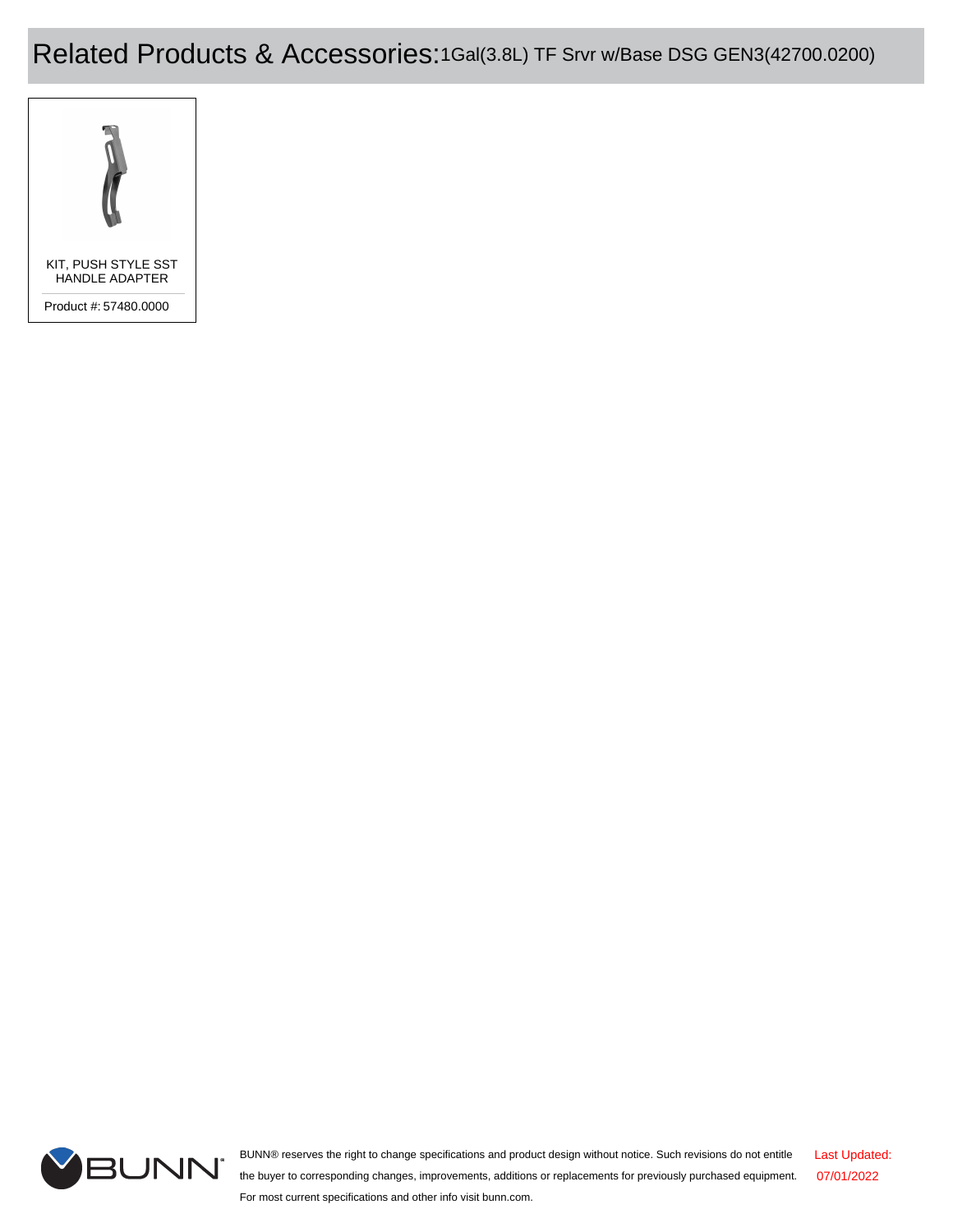# Related Products & Accessories: 1Gal(3.8L) TF Srvr w/Base DSG GEN3(42700.0200)

KIT, PUSH STYLE SST HANDLE ADAPTER

Product #: 57480.0000

BUNN® reserves the right to change specifications and product design without notice. Such revisions do not entitle the buyer to corresponding changes, improvements, additions or replacements for previously purchased equipment. For most current specifications and other info visit bunn.com.

Last Updated: 07/01/2022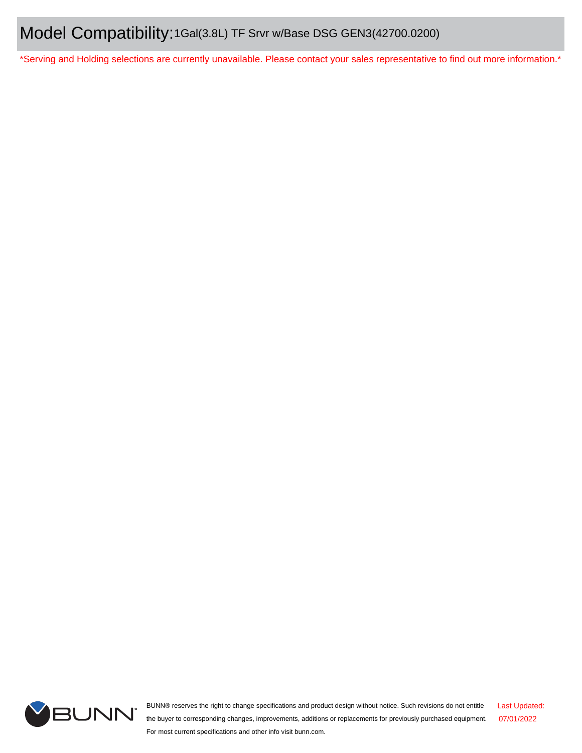# Model Compatibility: 1Gal(3.8L) TF Srvr w/Base DSG GEN3(42700.0200)

*Serving and Holding selections are currently unavailable. Please contact your sales representative to find out more information.*

BUNN® reserves the right to change specifications and product design without notice. Such revisions do not entitle the buyer to corresponding changes, improvements, additions or replacements for previously purchased equipment. For most current specifications and other info visit bunn.com.

Last Updated: 07/01/2022